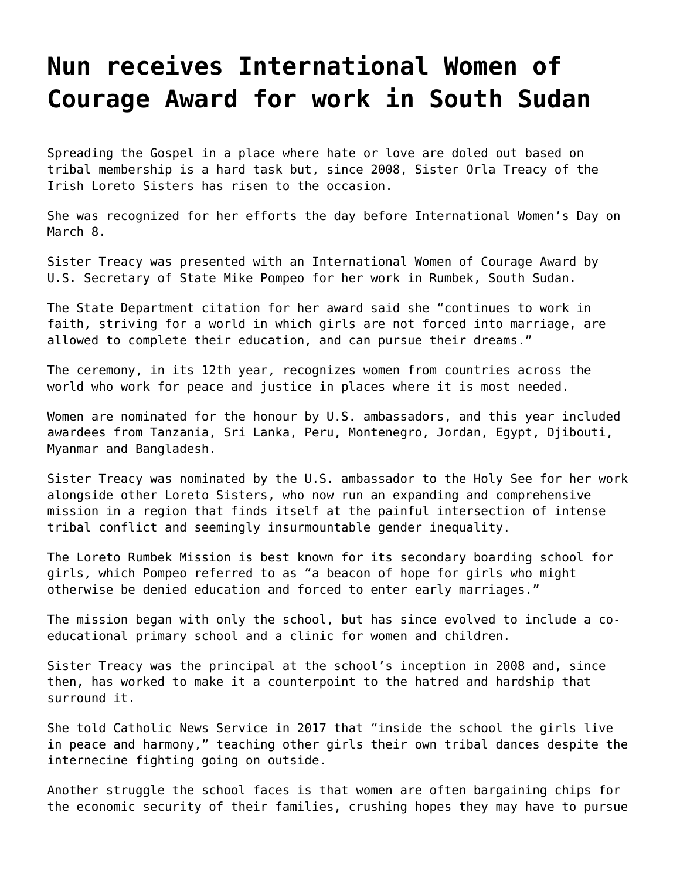# Nun receives International Women of Courage Award for work in South Sudan

Spreading the Gospel in a place where hate or love are doled out based on tribal membership is a hard task but, since 2008, Sister Orla Treacy of the Irish Loreto Sisters has risen to the occasion.

She was recognized for her efforts the day before International Women's Day on March 8.

Sister Treacy was presented with an International Women of Courage Award by U.S. Secretary of State Mike Pompeo for her work in Rumbek, South Sudan.

The State Department citation for her award said she "continues to work in faith, striving for a world in which girls are not forced into marriage, are allowed to complete their education, and can pursue their dreams."

The ceremony, in its 12th year, recognizes women from countries across the world who work for peace and justice in places where it is most needed.

Women are nominated for the honour by U.S. ambassadors, and this year included awardees from Tanzania, Sri Lanka, Peru, Montenegro, Jordan, Egypt, Djibouti, Myanmar and Bangladesh.

Sister Treacy was nominated by the U.S. ambassador to the Holy See for her work alongside other Loreto Sisters, who now run an expanding and comprehensive mission in a region that finds itself at the painful intersection of intense tribal conflict and seemingly insurmountable gender inequality.

The Loreto Rumbek Mission is best known for its secondary boarding school for girls, which Pompeo referred to as "a beacon of hope for girls who might otherwise be denied education and forced to enter early marriages."

The mission began with only the school, but has since evolved to include a co-educational primary school and a clinic for women and children.

Sister Treacy was the principal at the school's inception in 2008 and, since then, has worked to make it a counterpoint to the hatred and hardship that surround it.

She told Catholic News Service in 2017 that "inside the school the girls live in peace and harmony," teaching other girls their own tribal dances despite the internecine fighting going on outside.

Another struggle the school faces is that women are often bargaining chips for the economic security of their families, crushing hopes they may have to pursue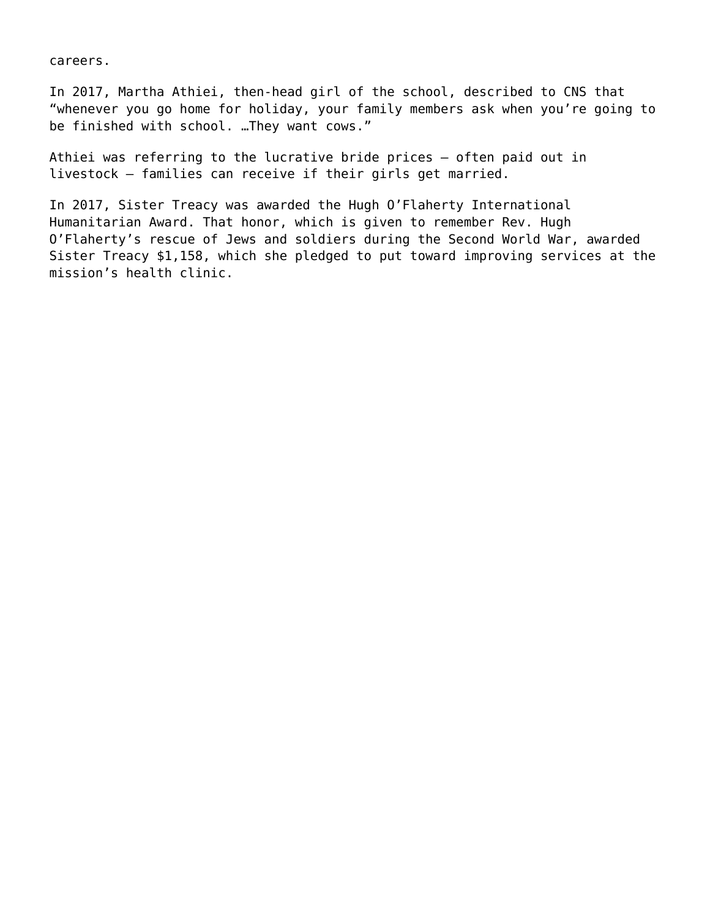careers.

In 2017, Martha Athiei, then-head girl of the school, described to CNS that "whenever you go home for holiday, your family members ask when you're going to be finished with school. …They want cows."

Athiei was referring to the lucrative bride prices — often paid out in livestock — families can receive if their girls get married.

In 2017, Sister Treacy was awarded the Hugh O'Flaherty International Humanitarian Award. That honor, which is given to remember Rev. Hugh O'Flaherty's rescue of Jews and soldiers during the Second World War, awarded Sister Treacy $1,158, which she pledged to put toward improving services at the mission's health clinic.